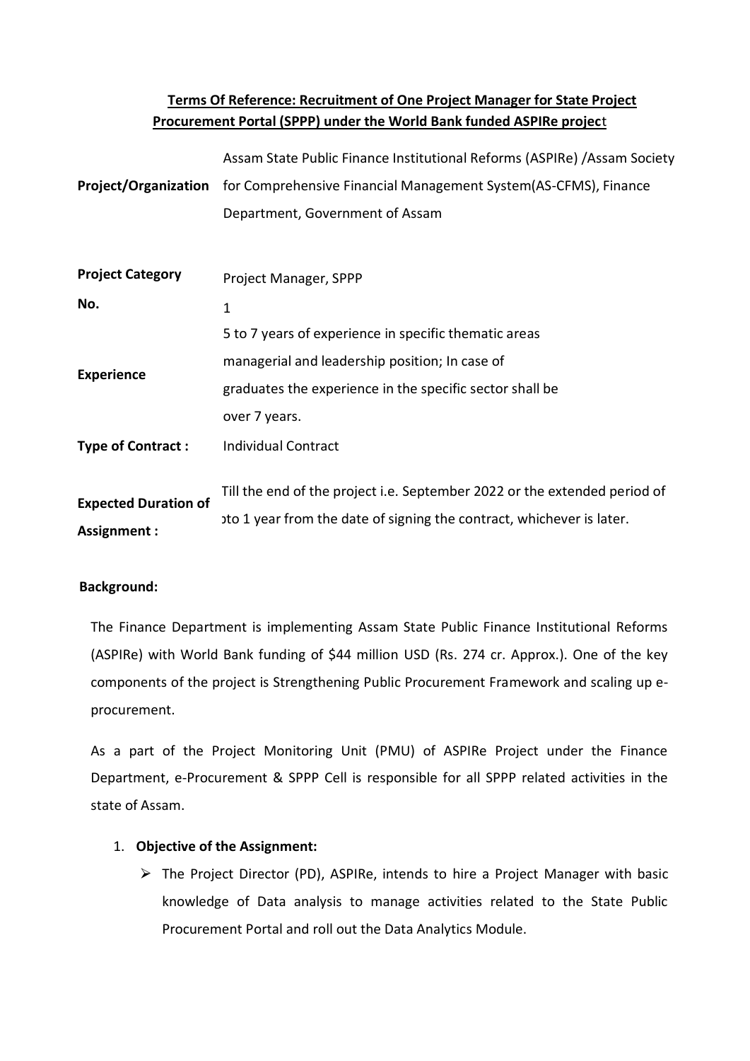**Terms Of Reference: Recruitment of One Project Manager for State Project Procurement Portal (SPPP) under the World Bank funded ASPIRe project**

| | |
|---|---|
| **Project/Organization** | Assam State Public Finance Institutional Reforms (ASPIRe) /Assam Society for Comprehensive Financial Management System(AS-CFMS), Finance Department, Government of Assam |
| **Project Category** | Project Manager, SPPP |
| **No.** | 1 |
| **Experience** | 5 to 7 years of experience in specific thematic areas managerial and leadership position; In case of graduates the experience in the specific sector shall be over 7 years. |
| **Type of Contract :** | Individual Contract |
| **Expected Duration of Assignment :** | Till the end of the project i.e. September 2022 or the extended period of upto 1 year from the date of signing the contract, whichever is later. |

**Background:**

The Finance Department is implementing Assam State Public Finance Institutional Reforms (ASPIRe) with World Bank funding of $44 million USD (Rs. 274 cr. Approx.). One of the key components of the project is Strengthening Public Procurement Framework and scaling up e-procurement.

As a part of the Project Monitoring Unit (PMU) of ASPIRe Project under the Finance Department, e-Procurement & SPPP Cell is responsible for all SPPP related activities in the state of Assam.

1. **Objective of the Assignment:**
   - The Project Director (PD), ASPIRe, intends to hire a Project Manager with basic knowledge of Data analysis to manage activities related to the State Public Procurement Portal and roll out the Data Analytics Module.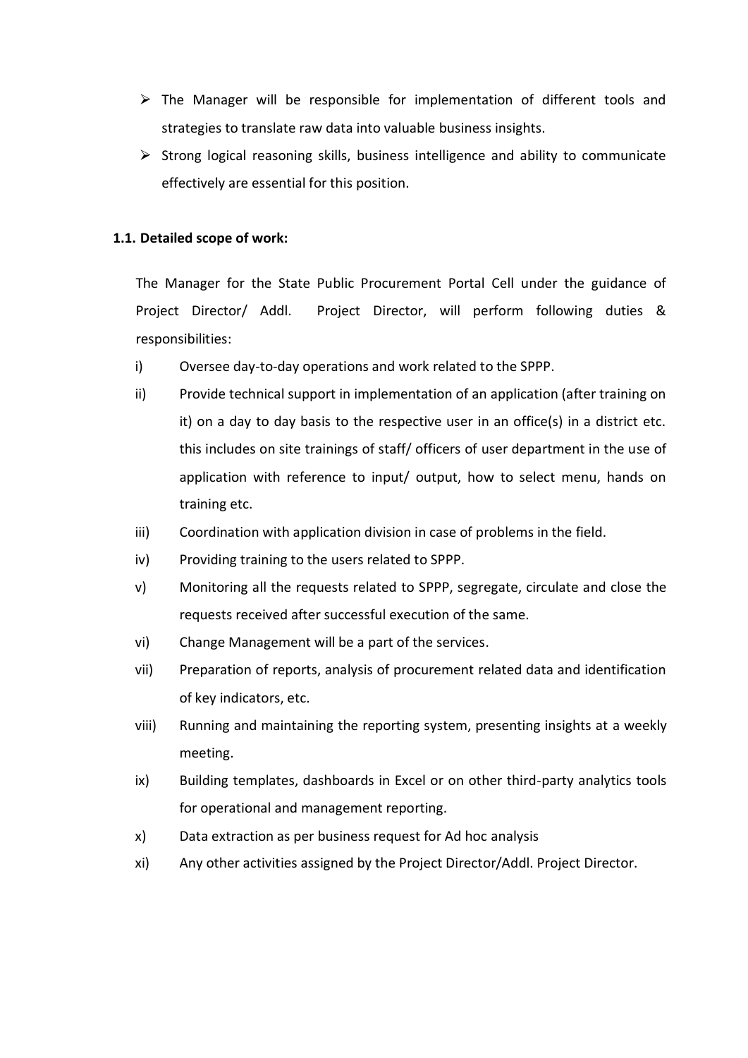- The Manager will be responsible for implementation of different tools and strategies to translate raw data into valuable business insights.
- Strong logical reasoning skills, business intelligence and ability to communicate effectively are essential for this position.

**1.1. Detailed scope of work:**

The Manager for the State Public Procurement Portal Cell under the guidance of Project Director/ Addl. Project Director, will perform following duties & responsibilities:

i) Oversee day-to-day operations and work related to the SPPP.

ii) Provide technical support in implementation of an application (after training on it) on a day to day basis to the respective user in an office(s) in a district etc. this includes on site trainings of staff/ officers of user department in the use of application with reference to input/ output, how to select menu, hands on training etc.

iii) Coordination with application division in case of problems in the field.

iv) Providing training to the users related to SPPP.

v) Monitoring all the requests related to SPPP, segregate, circulate and close the requests received after successful execution of the same.

vi) Change Management will be a part of the services.

vii) Preparation of reports, analysis of procurement related data and identification of key indicators, etc.

viii) Running and maintaining the reporting system, presenting insights at a weekly meeting.

ix) Building templates, dashboards in Excel or on other third-party analytics tools for operational and management reporting.

x) Data extraction as per business request for Ad hoc analysis

xi) Any other activities assigned by the Project Director/Addl. Project Director.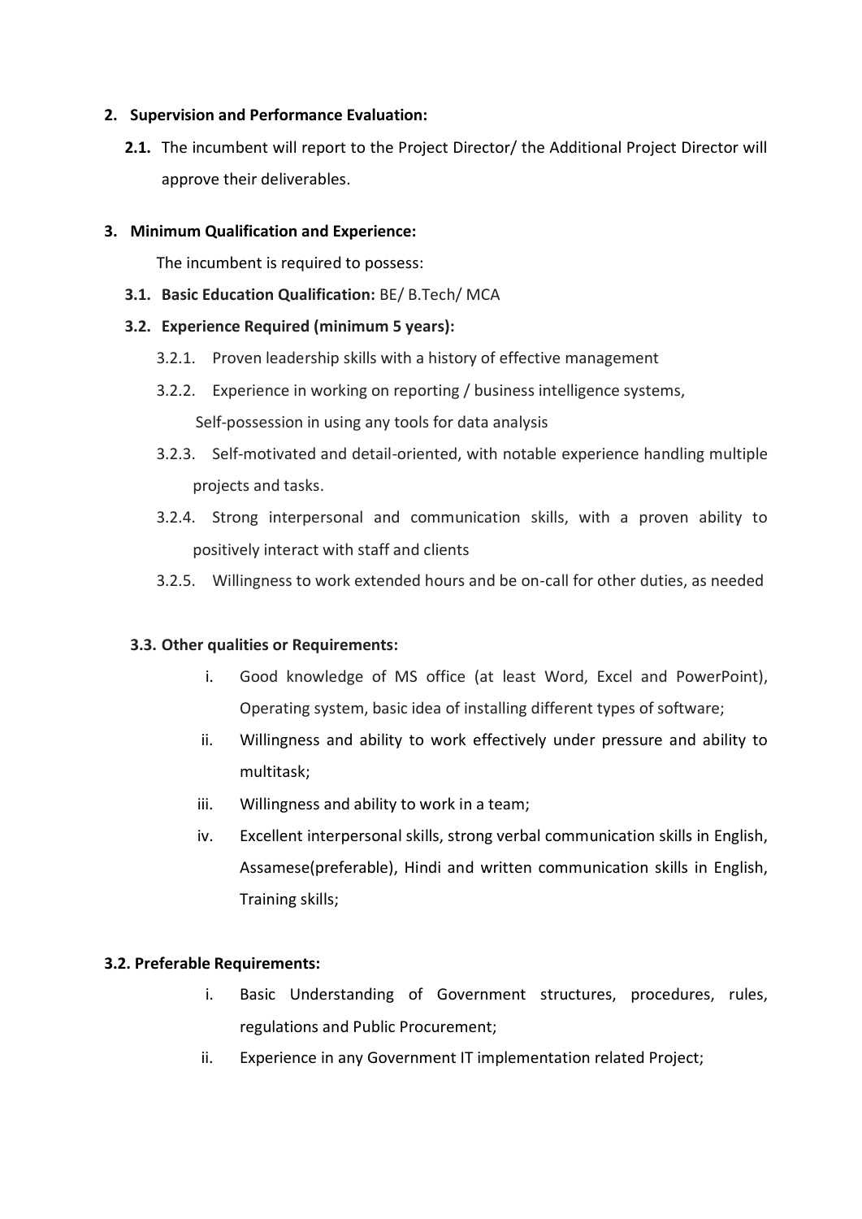2. **Supervision and Performance Evaluation:**

   **2.1.** The incumbent will report to the Project Director/ the Additional Project Director will approve their deliverables.

3. **Minimum Qualification and Experience:**

   The incumbent is required to possess:

   **3.1. Basic Education Qualification:** BE/ B.Tech/ MCA

   **3.2. Experience Required (minimum 5 years):**

   3.2.1. Proven leadership skills with a history of effective management

   3.2.2. Experience in working on reporting / business intelligence systems, Self-possession in using any tools for data analysis

   3.2.3. Self-motivated and detail-oriented, with notable experience handling multiple projects and tasks.

   3.2.4. Strong interpersonal and communication skills, with a proven ability to positively interact with staff and clients

   3.2.5. Willingness to work extended hours and be on-call for other duties, as needed

   **3.3. Other qualities or Requirements:**

   i. Good knowledge of MS office (at least Word, Excel and PowerPoint), Operating system, basic idea of installing different types of software;

   ii. Willingness and ability to work effectively under pressure and ability to multitask;

   iii. Willingness and ability to work in a team;

   iv. Excellent interpersonal skills, strong verbal communication skills in English, Assamese(preferable), Hindi and written communication skills in English, Training skills;

**3.2. Preferable Requirements:**

i. Basic Understanding of Government structures, procedures, rules, regulations and Public Procurement;

ii. Experience in any Government IT implementation related Project;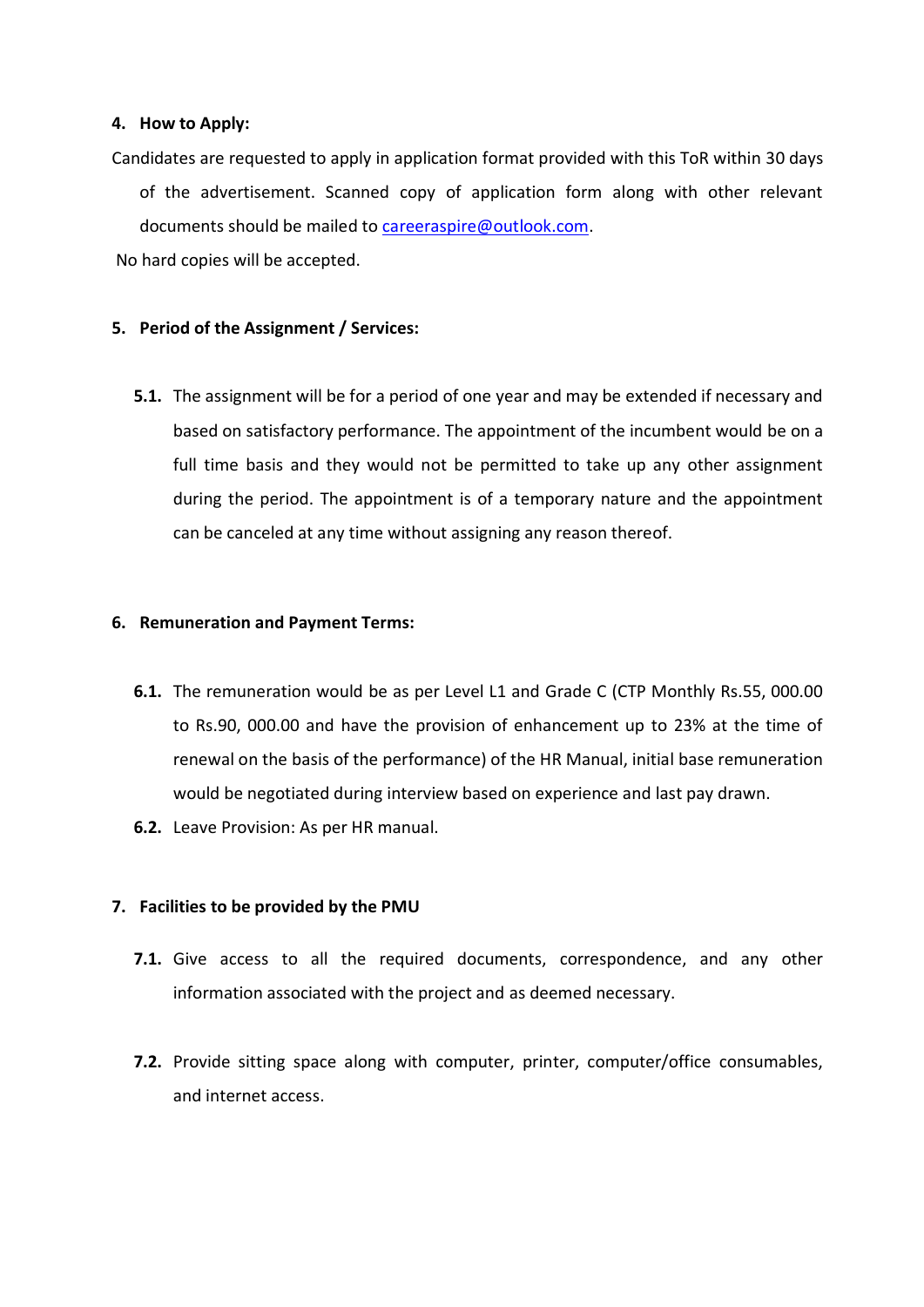## 4. How to Apply:

Candidates are requested to apply in application format provided with this ToR within 30 days of the advertisement. Scanned copy of application form along with other relevant documents should be mailed to careeraspire@outlook.com.

No hard copies will be accepted.

## 5. Period of the Assignment / Services:

**5.1.** The assignment will be for a period of one year and may be extended if necessary and based on satisfactory performance. The appointment of the incumbent would be on a full time basis and they would not be permitted to take up any other assignment during the period. The appointment is of a temporary nature and the appointment can be canceled at any time without assigning any reason thereof.

## 6. Remuneration and Payment Terms:

**6.1.** The remuneration would be as per Level L1 and Grade C (CTP Monthly Rs.55, 000.00 to Rs.90, 000.00 and have the provision of enhancement up to 23% at the time of renewal on the basis of the performance) of the HR Manual, initial base remuneration would be negotiated during interview based on experience and last pay drawn.

**6.2.** Leave Provision: As per HR manual.

## 7. Facilities to be provided by the PMU

**7.1.** Give access to all the required documents, correspondence, and any other information associated with the project and as deemed necessary.

**7.2.** Provide sitting space along with computer, printer, computer/office consumables, and internet access.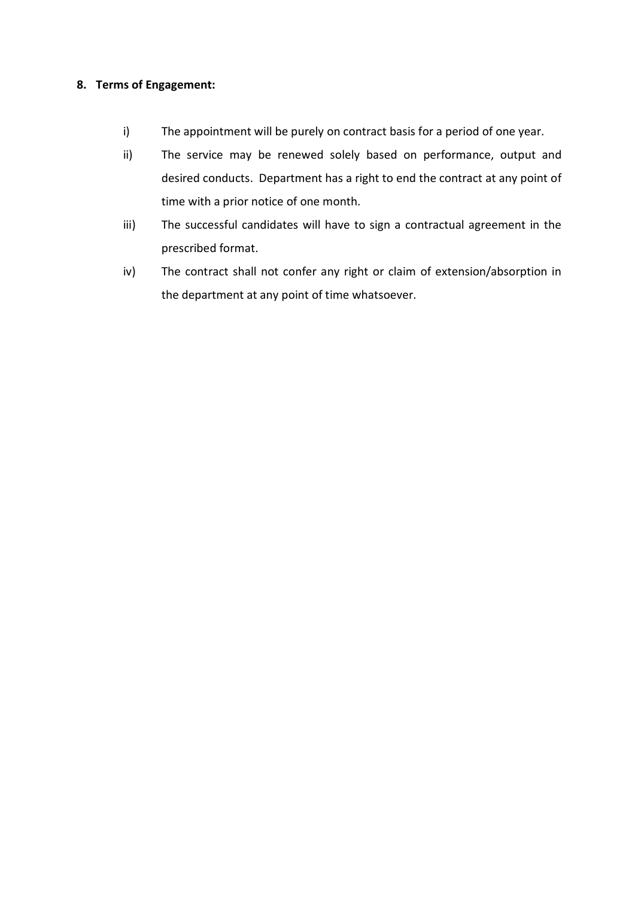**8. Terms of Engagement:**

i) The appointment will be purely on contract basis for a period of one year.

ii) The service may be renewed solely based on performance, output and desired conducts. Department has a right to end the contract at any point of time with a prior notice of one month.

iii) The successful candidates will have to sign a contractual agreement in the prescribed format.

iv) The contract shall not confer any right or claim of extension/absorption in the department at any point of time whatsoever.